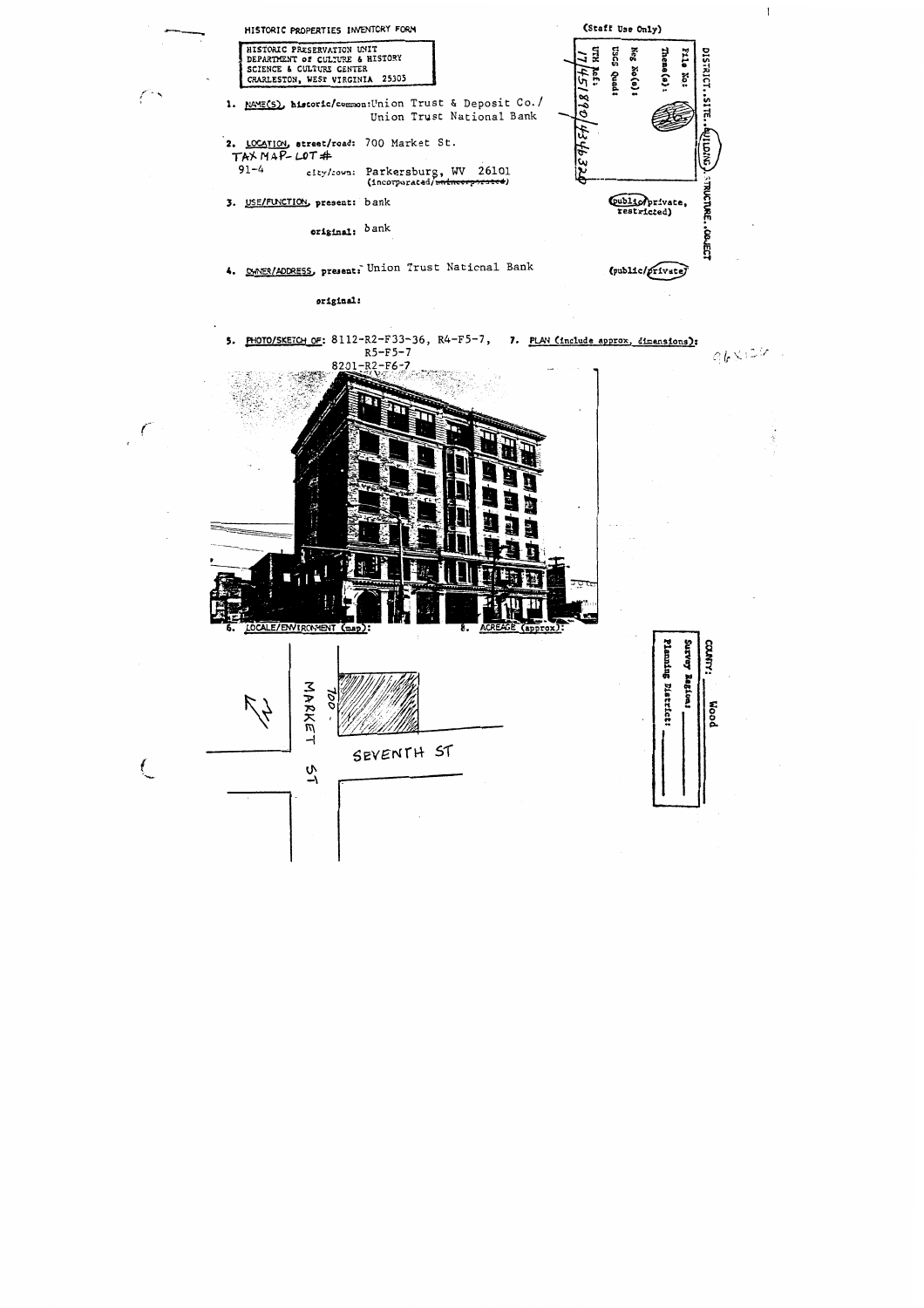HISTORIC PROPERTIES INVENTORY FORM

HISTORIC PRESERVATION UNIT
DEPARTMENT OF CULTURE & HISTORY
SCIENCE & CULTURE CENTER
CHARLESTON, WEST VIRGINIA 25305

(Staff Use Only)

DISTRICT..SITE..BUILDING..STRUCTURE..OBJECT

File No: 26

Theme(s):

Neg No(s):

USGS Quad:

UTM Ref: 17|451890|4346320

1. NAME(S), historic/common: Union Trust & Deposit Co./ Union Trust National Bank

2. LOCATION, street/road: 700 Market St.

TAX MAP-LOT #
91-4

city/town: Parkersburg, WV 26101
(incorporated/~~unincorporated~~)

3. USE/FUNCTION, present: bank (public/private, restricted)

original: bank

4. OWNER/ADDRESS, present: Union Trust National Bank (public/private)

original:

5. PHOTO/SKETCH OF: 8112-R2-F33-36, R4-F5-7,
R5-F5-7
8201-R2-F6-7

7. PLAN (include approx. dimensions):

6. LOCALE/ENVIRONMENT (map):

700
MARKET ST
SEVENTH ST

8. ACREAGE (approx):

COUNTY: Wood

Survey Region:

Planning District: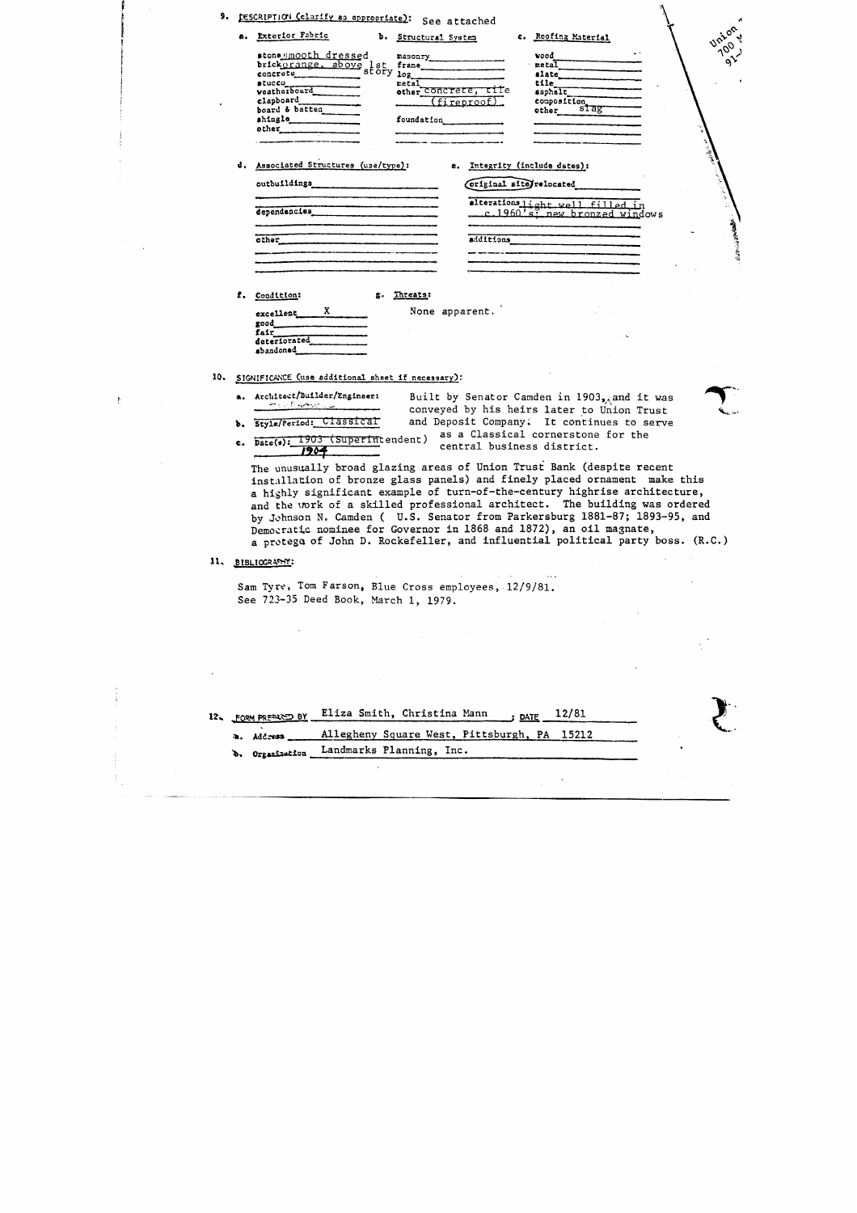**9. DESCRIPTION (clarify as appropriate):** See attached

**a. Exterior Fabric**

- stone smooth dressed
- brick orange, above 1st story
- concrete
- stucco
- weatherboard
- clapboard
- board & batten
- shingle
- other

**b. Structural System**

- masonry
- frame
- log
- metal
- other concrete, tile (fireproof)
- foundation

**c. Roofing Material**

- wood
- metal
- slate
- tile
- asphalt
- composition
- other slag

**d. Associated Structures (use/type):**

- outbuildings
- dependencies
- other

**e. Integrity (include dates):**

- (original site) relocated
- alterations light well filled in c.1960's; new bronzed windows
- additions

**f. Condition:**

- excellent X
- good
- fair
- deteriorated
- abandoned

**g. Threats:**

None apparent.

**10. SIGNIFICANCE (use additional sheet if necessary):**

a. Architect/Builder/Engineer:

b. Style/Period: Classical

c. Date(s): 1903 (Superintendent) 1904

Built by Senator Camden in 1903, and it was conveyed by his heirs later to Union Trust and Deposit Company. It continues to serve as a Classical cornerstone for the central business district.

The unusually broad glazing areas of Union Trust Bank (despite recent installation of bronze glass panels) and finely placed ornament make this a highly significant example of turn-of-the-century highrise architecture, and the work of a skilled professional architect. The building was ordered by Johnson N. Camden ( U.S. Senator from Parkersburg 1881-87; 1893-95, and Democratic nominee for Governor in 1868 and 1872), an oil magnate, a protega of John D. Rockefeller, and influential political party boss. (R.C.)

**11. BIBLIOGRAPHY:**

Sam Tyre, Tom Farson, Blue Cross employees, 12/9/81.
See 723-35 Deed Book, March 1, 1979.

**12. FORM PREPARED BY** Eliza Smith, Christina Mann ; **DATE** 12/81

a. Address Allegheny Square West, Pittsburgh, PA 15212

b. Organization Landmarks Planning, Inc.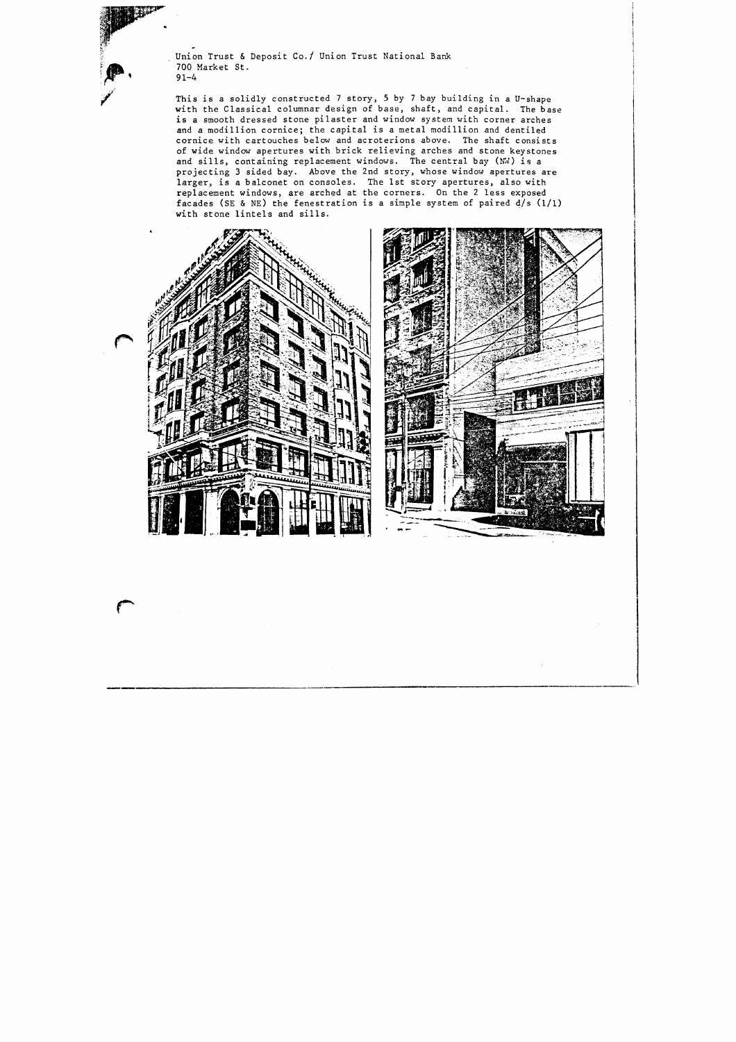Union Trust & Deposit Co./ Union Trust National Bank
700 Market St.
91-4

This is a solidly constructed 7 story, 5 by 7 bay building in a U-shape with the Classical columnar design of base, shaft, and capital. The base is a smooth dressed stone pilaster and window system with corner arches and a modillion cornice; the capital is a metal modillion and dentiled cornice with cartouches below and acroterions above. The shaft consists of wide window apertures with brick relieving arches and stone keystones and sills, containing replacement windows. The central bay (NW) is a projecting 3 sided bay. Above the 2nd story, whose window apertures are larger, is a balconet on consoles. The 1st story apertures, also with replacement windows, are arched at the corners. On the 2 less exposed facades (SE & NE) the fenestration is a simple system of paired d/s (1/1) with stone lintels and sills.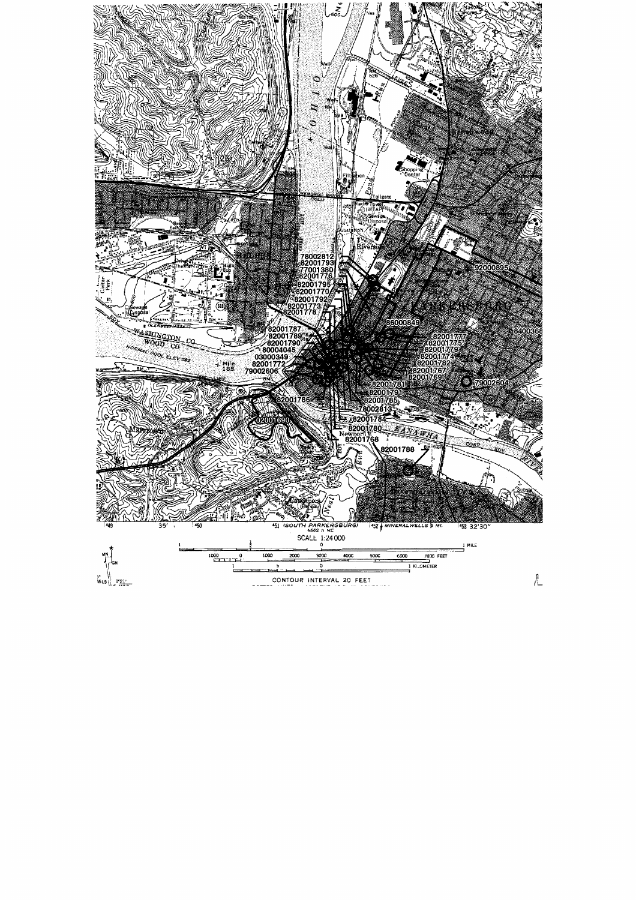78002812
82001793
77001380
82001776
82001795
82001770
82001792
82001773
82001778
82001787
82001789
82001790
80004045
03000349
82001772
79002606
82001786
02001690
92000895
86000849
84003681
82001777
82001775
82001779
82001774
82001782
82001767
82001769
79002604
82001781
82001791
82001785
78002813
82001784
82001780
82001768
82001788

OHIO
PARKERSBURG
BELPRE
WASHINGTON CO
NORMAL POOL ELEV 582
Mile 185
KANAWHA
Newport
Marrtown
Riverside
Shopping Center
Tollgate
Filtration
Sewage Disposal
Substation
Radio Tower (WTAP)
MEMORIAL BRIDGE (TOLL)

449 35' 450 451 (SOUTH PARKERSBURG) 4662 II NE 452 MINERALWELLS 5 MI. 453 32'30"

SCALE 1:24 000

1 MILE

1000 0 1000 2000 3000 4000 5000 6000 7000 FEET

1 KILOMETER

CONTOUR INTERVAL 20 FEET

MN
GN
0°21'